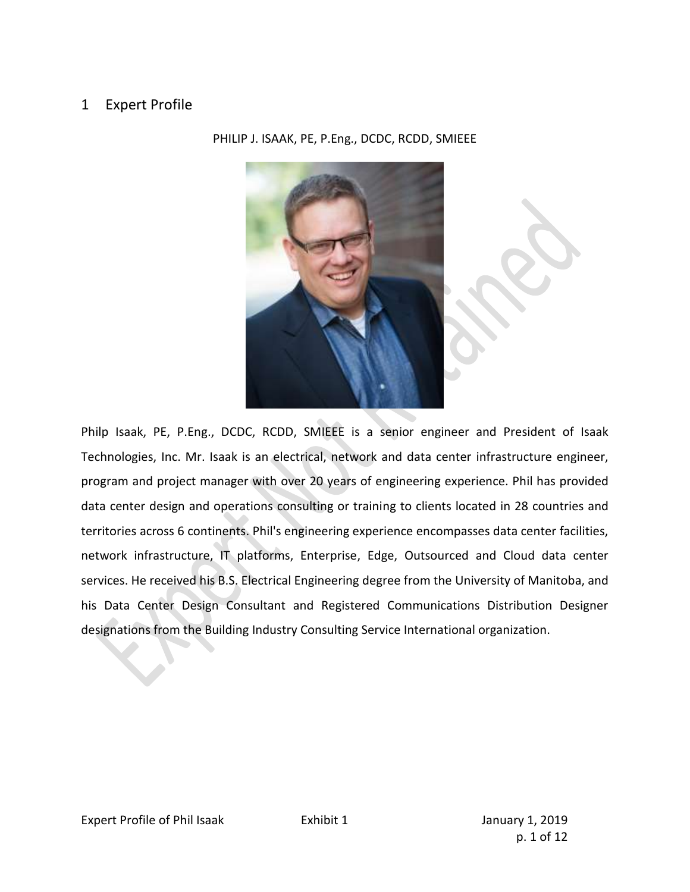# 1 Expert Profile

PHILIP J. ISAAK, PE, P.Eng., DCDC, RCDD, SMIEEE

Philp Isaak, PE, P.Eng., DCDC, RCDD, SMIEEE is a senior engineer and President of Isaak Technologies, Inc. Mr. Isaak is an electrical, network and data center infrastructure engineer, program and project manager with over 20 years of engineering experience. Phil has provided data center design and operations consulting or training to clients located in 28 countries and territories across 6 continents. Phil's engineering experience encompasses data center facilities, network infrastructure, IT platforms, Enterprise, Edge, Outsourced and Cloud data center services. He received his B.S. Electrical Engineering degree from the University of Manitoba, and his Data Center Design Consultant and Registered Communications Distribution Designer designations from the Building Industry Consulting Service International organization.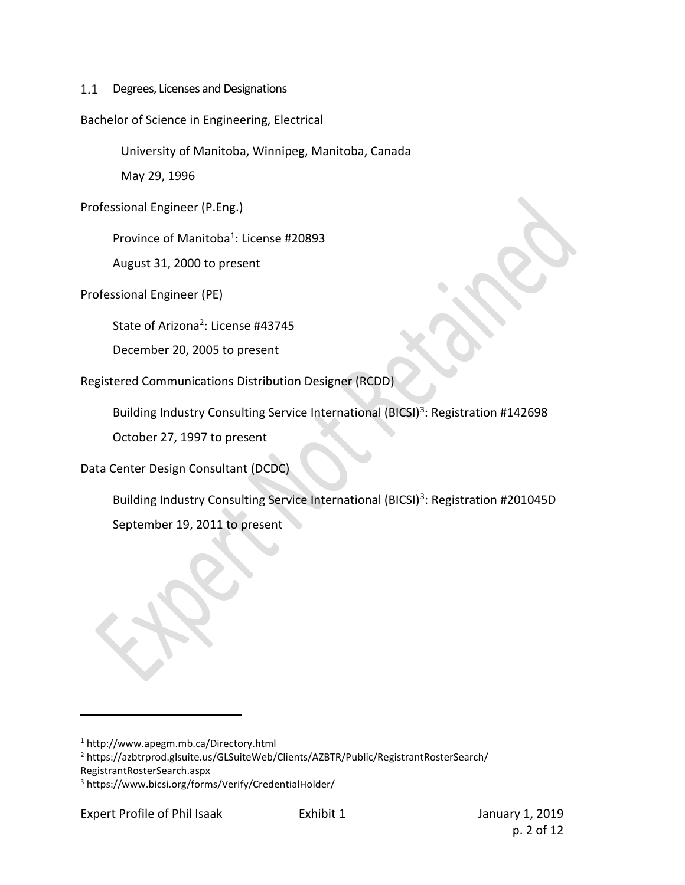### 1.1 Degrees, Licenses and Designations

Bachelor of Science in Engineering, Electrical

University of Manitoba, Winnipeg, Manitoba, Canada

May 29, 1996

Professional Engineer (P.Eng.)

Province of Manitoba[1]: License #20893

August 31, 2000 to present

Professional Engineer (PE)

State of Arizona[2]: License #43745

December 20, 2005 to present

Registered Communications Distribution Designer (RCDD)

Building Industry Consulting Service International (BICSI)[3]: Registration #142698

October 27, 1997 to present

Data Center Design Consultant (DCDC)

Building Industry Consulting Service International (BICSI)[3]: Registration #201045D

September 19, 2011 to present

---

[1] http://www.apegm.mb.ca/Directory.html

[2] https://azbtrprod.glsuite.us/GLSuiteWeb/Clients/AZBTR/Public/RegistrantRosterSearch/RegistrantRosterSearch.aspx

[3] https://www.bicsi.org/forms/Verify/CredentialHolder/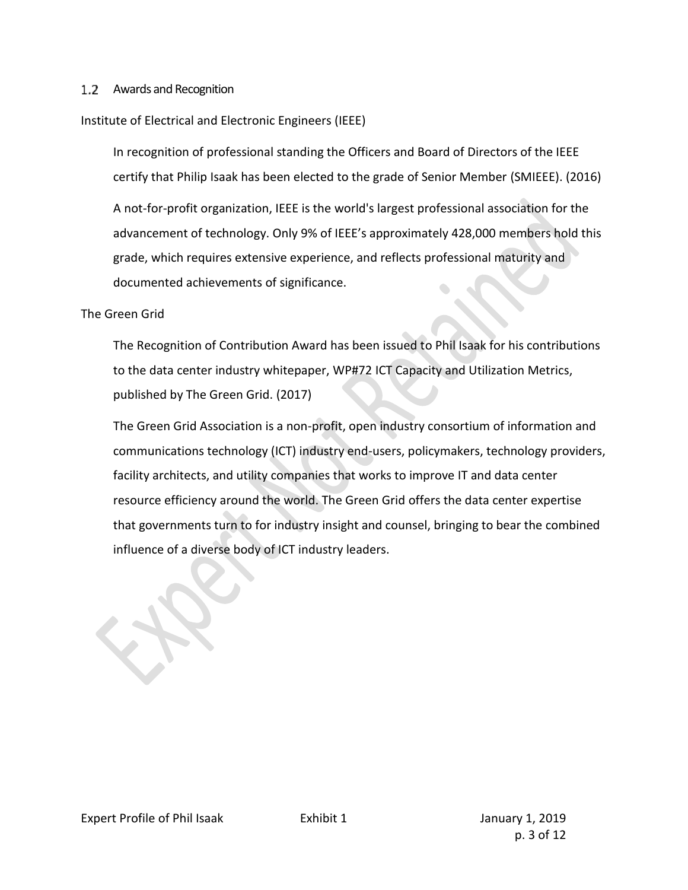## 1.2 Awards and Recognition

Institute of Electrical and Electronic Engineers (IEEE)

In recognition of professional standing the Officers and Board of Directors of the IEEE certify that Philip Isaak has been elected to the grade of Senior Member (SMIEEE). (2016)

A not-for-profit organization, IEEE is the world's largest professional association for the advancement of technology. Only 9% of IEEE's approximately 428,000 members hold this grade, which requires extensive experience, and reflects professional maturity and documented achievements of significance.

The Green Grid

The Recognition of Contribution Award has been issued to Phil Isaak for his contributions to the data center industry whitepaper, WP#72 ICT Capacity and Utilization Metrics, published by The Green Grid. (2017)

The Green Grid Association is a non-profit, open industry consortium of information and communications technology (ICT) industry end-users, policymakers, technology providers, facility architects, and utility companies that works to improve IT and data center resource efficiency around the world. The Green Grid offers the data center expertise that governments turn to for industry insight and counsel, bringing to bear the combined influence of a diverse body of ICT industry leaders.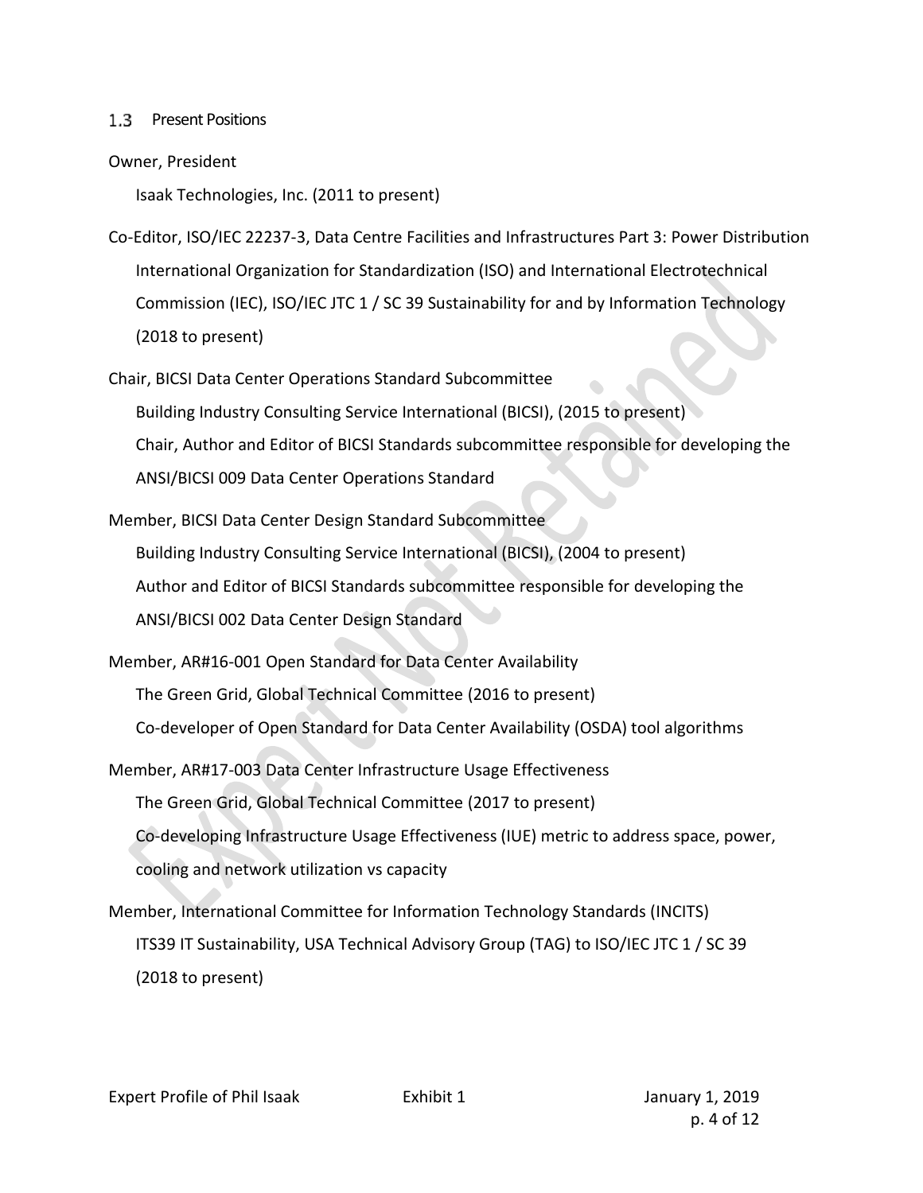## 1.3 Present Positions

Owner, President

Isaak Technologies, Inc. (2011 to present)

Co-Editor, ISO/IEC 22237-3, Data Centre Facilities and Infrastructures Part 3: Power Distribution

International Organization for Standardization (ISO) and International Electrotechnical Commission (IEC), ISO/IEC JTC 1 / SC 39 Sustainability for and by Information Technology (2018 to present)

Chair, BICSI Data Center Operations Standard Subcommittee

Building Industry Consulting Service International (BICSI), (2015 to present)

Chair, Author and Editor of BICSI Standards subcommittee responsible for developing the ANSI/BICSI 009 Data Center Operations Standard

Member, BICSI Data Center Design Standard Subcommittee

Building Industry Consulting Service International (BICSI), (2004 to present)

Author and Editor of BICSI Standards subcommittee responsible for developing the ANSI/BICSI 002 Data Center Design Standard

Member, AR#16-001 Open Standard for Data Center Availability

The Green Grid, Global Technical Committee (2016 to present)

Co-developer of Open Standard for Data Center Availability (OSDA) tool algorithms

Member, AR#17-003 Data Center Infrastructure Usage Effectiveness

The Green Grid, Global Technical Committee (2017 to present)

Co-developing Infrastructure Usage Effectiveness (IUE) metric to address space, power, cooling and network utilization vs capacity

Member, International Committee for Information Technology Standards (INCITS)

ITS39 IT Sustainability, USA Technical Advisory Group (TAG) to ISO/IEC JTC 1 / SC 39 (2018 to present)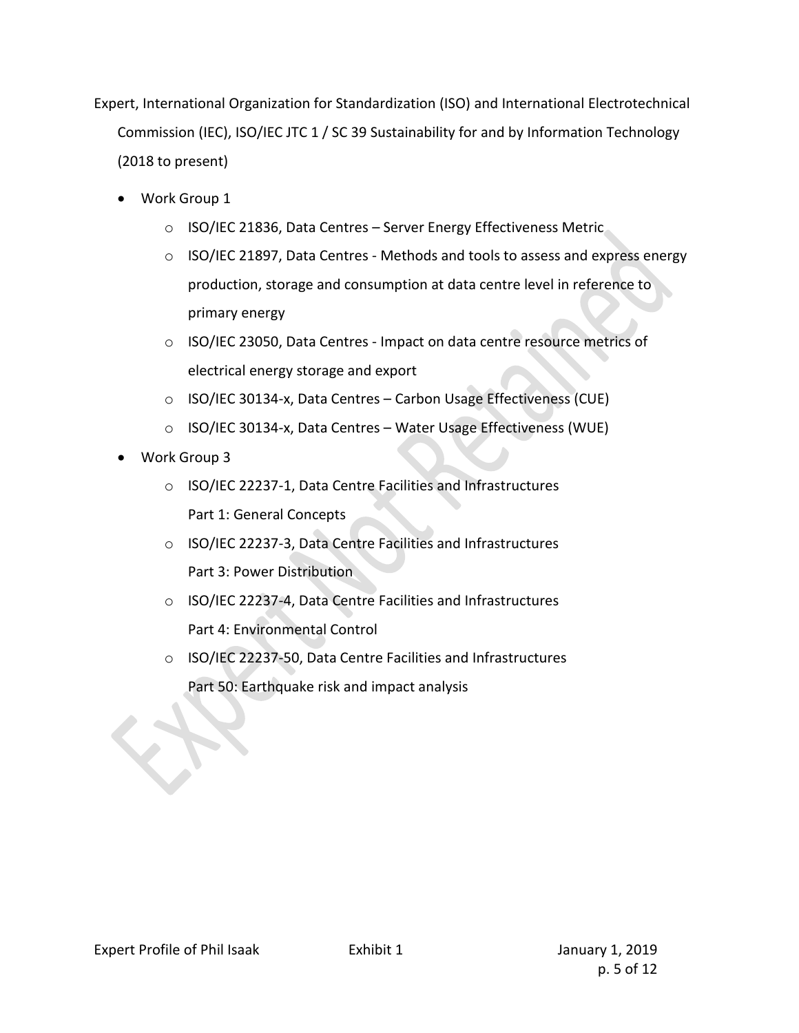Expert, International Organization for Standardization (ISO) and International Electrotechnical Commission (IEC), ISO/IEC JTC 1 / SC 39 Sustainability for and by Information Technology (2018 to present)

- Work Group 1
  - ISO/IEC 21836, Data Centres – Server Energy Effectiveness Metric
  - ISO/IEC 21897, Data Centres - Methods and tools to assess and express energy production, storage and consumption at data centre level in reference to primary energy
  - ISO/IEC 23050, Data Centres - Impact on data centre resource metrics of electrical energy storage and export
  - ISO/IEC 30134-x, Data Centres – Carbon Usage Effectiveness (CUE)
  - ISO/IEC 30134-x, Data Centres – Water Usage Effectiveness (WUE)
- Work Group 3
  - ISO/IEC 22237-1, Data Centre Facilities and Infrastructures
    Part 1: General Concepts
  - ISO/IEC 22237-3, Data Centre Facilities and Infrastructures
    Part 3: Power Distribution
  - ISO/IEC 22237-4, Data Centre Facilities and Infrastructures
    Part 4: Environmental Control
  - ISO/IEC 22237-50, Data Centre Facilities and Infrastructures
    Part 50: Earthquake risk and impact analysis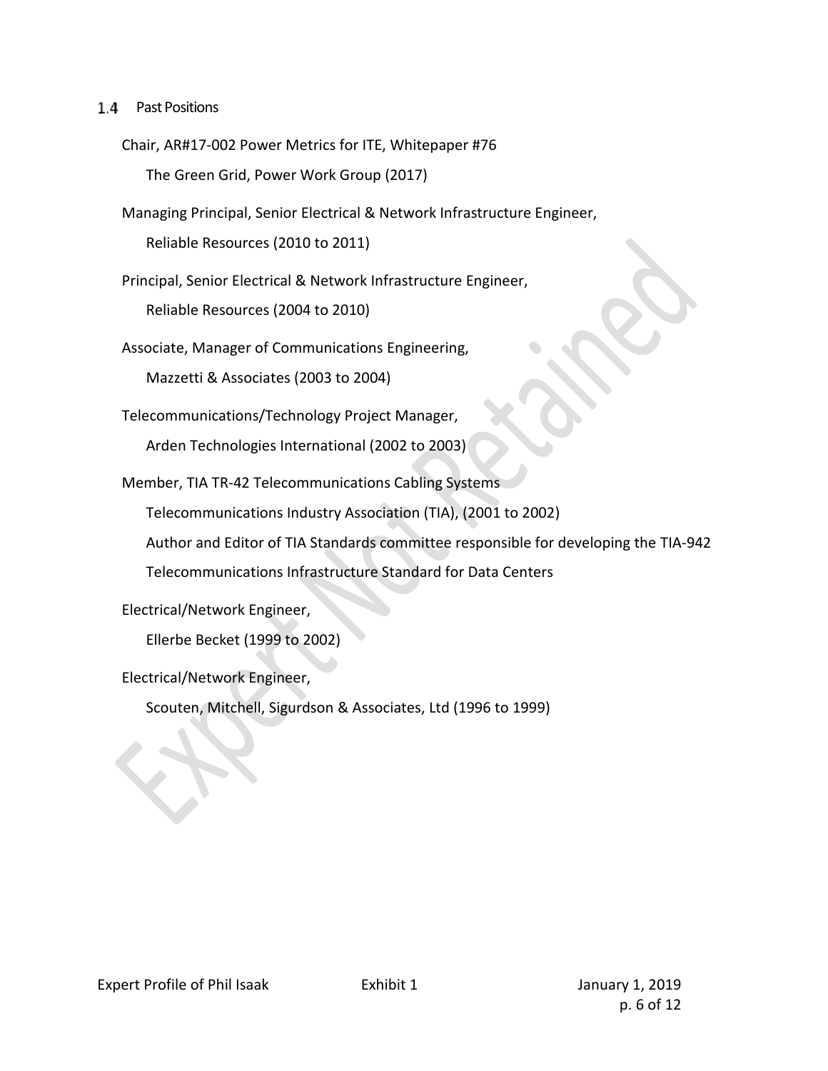## 1.4 Past Positions

Chair, AR#17-002 Power Metrics for ITE, Whitepaper #76

The Green Grid, Power Work Group (2017)

Managing Principal, Senior Electrical & Network Infrastructure Engineer,

Reliable Resources (2010 to 2011)

Principal, Senior Electrical & Network Infrastructure Engineer,

Reliable Resources (2004 to 2010)

Associate, Manager of Communications Engineering,

Mazzetti & Associates (2003 to 2004)

Telecommunications/Technology Project Manager,

Arden Technologies International (2002 to 2003)

Member, TIA TR-42 Telecommunications Cabling Systems

Telecommunications Industry Association (TIA), (2001 to 2002)

Author and Editor of TIA Standards committee responsible for developing the TIA-942 Telecommunications Infrastructure Standard for Data Centers

Electrical/Network Engineer,

Ellerbe Becket (1999 to 2002)

Electrical/Network Engineer,

Scouten, Mitchell, Sigurdson & Associates, Ltd (1996 to 1999)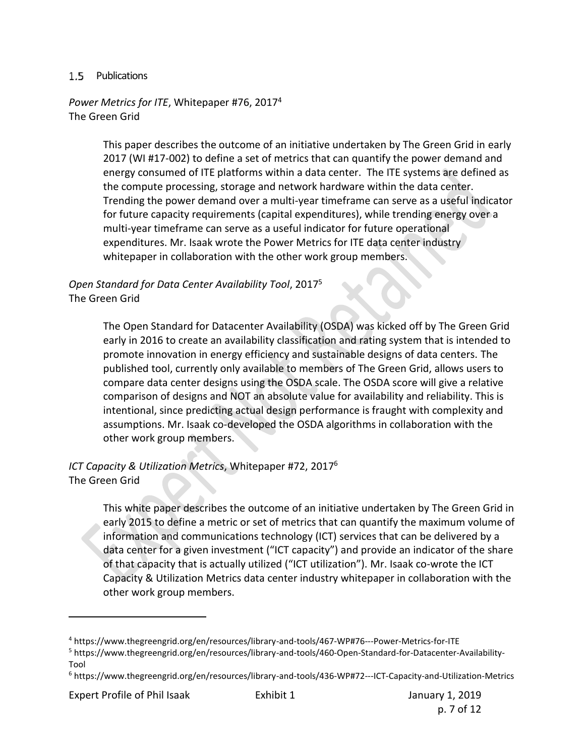## 1.5 Publications

*Power Metrics for ITE*, Whitepaper #76, 2017[4]
The Green Grid

> This paper describes the outcome of an initiative undertaken by The Green Grid in early 2017 (WI #17-002) to define a set of metrics that can quantify the power demand and energy consumed of ITE platforms within a data center. The ITE systems are defined as the compute processing, storage and network hardware within the data center. Trending the power demand over a multi-year timeframe can serve as a useful indicator for future capacity requirements (capital expenditures), while trending energy over a multi-year timeframe can serve as a useful indicator for future operational expenditures. Mr. Isaak wrote the Power Metrics for ITE data center industry whitepaper in collaboration with the other work group members.

*Open Standard for Data Center Availability Tool*, 2017[5]
The Green Grid

> The Open Standard for Datacenter Availability (OSDA) was kicked off by The Green Grid early in 2016 to create an availability classification and rating system that is intended to promote innovation in energy efficiency and sustainable designs of data centers. The published tool, currently only available to members of The Green Grid, allows users to compare data center designs using the OSDA scale. The OSDA score will give a relative comparison of designs and NOT an absolute value for availability and reliability. This is intentional, since predicting actual design performance is fraught with complexity and assumptions. Mr. Isaak co-developed the OSDA algorithms in collaboration with the other work group members.

*ICT Capacity & Utilization Metrics*, Whitepaper #72, 2017[6]
The Green Grid

> This white paper describes the outcome of an initiative undertaken by The Green Grid in early 2015 to define a metric or set of metrics that can quantify the maximum volume of information and communications technology (ICT) services that can be delivered by a data center for a given investment ("ICT capacity") and provide an indicator of the share of that capacity that is actually utilized ("ICT utilization"). Mr. Isaak co-wrote the ICT Capacity & Utilization Metrics data center industry whitepaper in collaboration with the other work group members.

---

[4] https://www.thegreengrid.org/en/resources/library-and-tools/467-WP#76---Power-Metrics-for-ITE

[5] https://www.thegreengrid.org/en/resources/library-and-tools/460-Open-Standard-for-Datacenter-Availability-Tool

[6] https://www.thegreengrid.org/en/resources/library-and-tools/436-WP#72---ICT-Capacity-and-Utilization-Metrics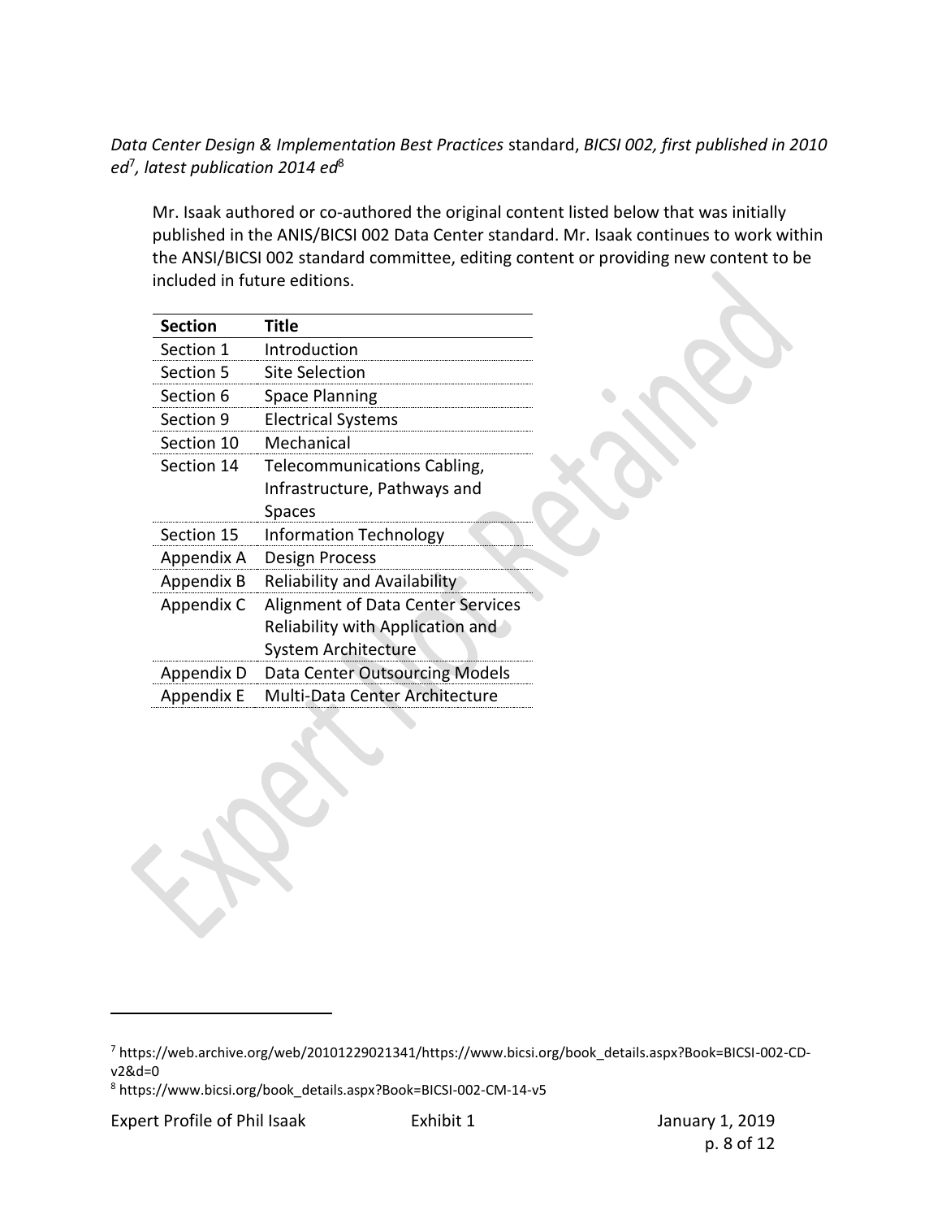*Data Center Design & Implementation Best Practices* standard, *BICSI 002, first published in 2010 ed*[7]*, latest publication 2014 ed*[8]

Mr. Isaak authored or co-authored the original content listed below that was initially published in the ANIS/BICSI 002 Data Center standard. Mr. Isaak continues to work within the ANSI/BICSI 002 standard committee, editing content or providing new content to be included in future editions.

| Section | Title |
|---|---|
| Section 1 | Introduction |
| Section 5 | Site Selection |
| Section 6 | Space Planning |
| Section 9 | Electrical Systems |
| Section 10 | Mechanical |
| Section 14 | Telecommunications Cabling, Infrastructure, Pathways and Spaces |
| Section 15 | Information Technology |
| Appendix A | Design Process |
| Appendix B | Reliability and Availability |
| Appendix C | Alignment of Data Center Services Reliability with Application and System Architecture |
| Appendix D | Data Center Outsourcing Models |
| Appendix E | Multi-Data Center Architecture |

[7] https://web.archive.org/web/20101229021341/https://www.bicsi.org/book_details.aspx?Book=BICSI-002-CD-v2&d=0

[8] https://www.bicsi.org/book_details.aspx?Book=BICSI-002-CM-14-v5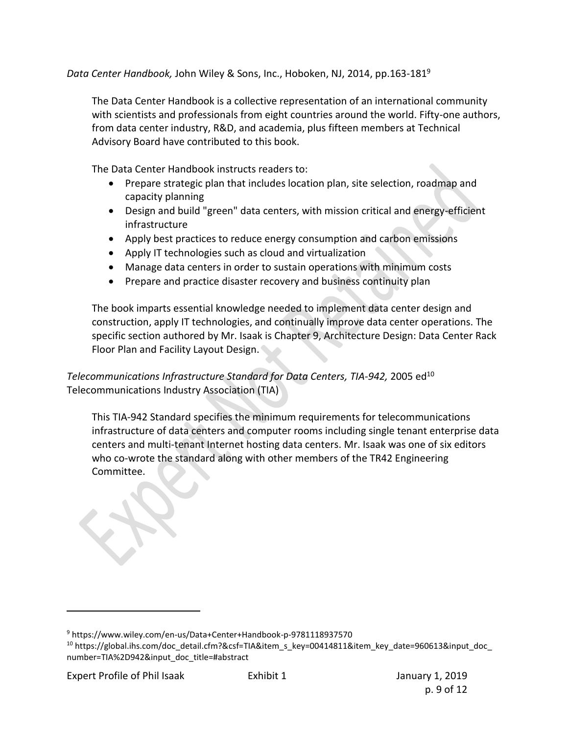*Data Center Handbook,* John Wiley & Sons, Inc., Hoboken, NJ, 2014, pp.163-181[9]

The Data Center Handbook is a collective representation of an international community with scientists and professionals from eight countries around the world. Fifty-one authors, from data center industry, R&D, and academia, plus fifteen members at Technical Advisory Board have contributed to this book.

The Data Center Handbook instructs readers to:

- Prepare strategic plan that includes location plan, site selection, roadmap and capacity planning
- Design and build "green" data centers, with mission critical and energy-efficient infrastructure
- Apply best practices to reduce energy consumption and carbon emissions
- Apply IT technologies such as cloud and virtualization
- Manage data centers in order to sustain operations with minimum costs
- Prepare and practice disaster recovery and business continuity plan

The book imparts essential knowledge needed to implement data center design and construction, apply IT technologies, and continually improve data center operations. The specific section authored by Mr. Isaak is Chapter 9, Architecture Design: Data Center Rack Floor Plan and Facility Layout Design.

*Telecommunications Infrastructure Standard for Data Centers, TIA-942,* 2005 ed[10]
Telecommunications Industry Association (TIA)

This TIA-942 Standard specifies the minimum requirements for telecommunications infrastructure of data centers and computer rooms including single tenant enterprise data centers and multi-tenant Internet hosting data centers. Mr. Isaak was one of six editors who co-wrote the standard along with other members of the TR42 Engineering Committee.

---

[9] https://www.wiley.com/en-us/Data+Center+Handbook-p-9781118937570

[10] https://global.ihs.com/doc_detail.cfm?&csf=TIA&item_s_key=00414811&item_key_date=960613&input_doc_number=TIA%2D942&input_doc_title=#abstract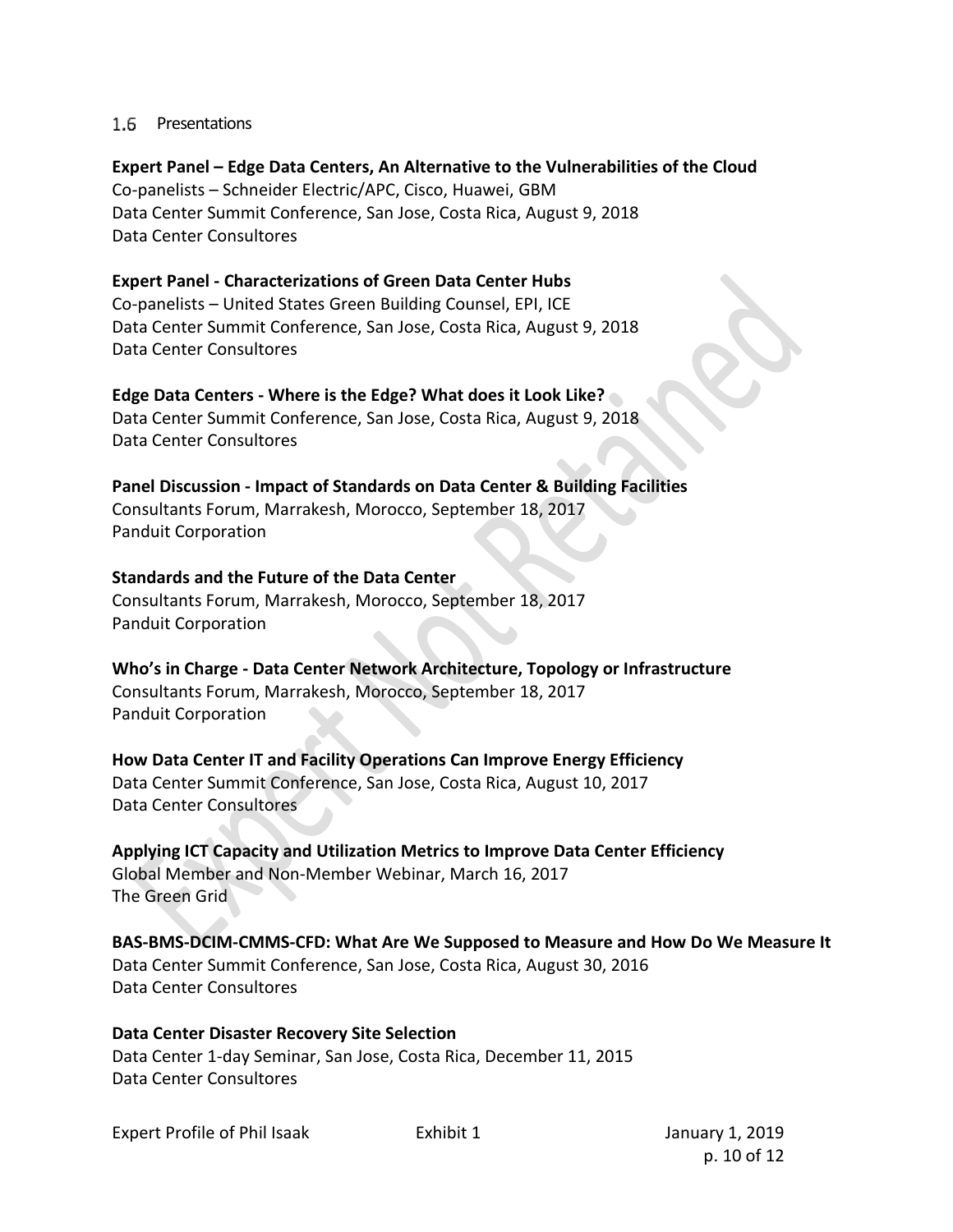## 1.6 Presentations

**Expert Panel – Edge Data Centers, An Alternative to the Vulnerabilities of the Cloud**
Co-panelists – Schneider Electric/APC, Cisco, Huawei, GBM
Data Center Summit Conference, San Jose, Costa Rica, August 9, 2018
Data Center Consultores

**Expert Panel - Characterizations of Green Data Center Hubs**
Co-panelists – United States Green Building Counsel, EPI, ICE
Data Center Summit Conference, San Jose, Costa Rica, August 9, 2018
Data Center Consultores

**Edge Data Centers - Where is the Edge? What does it Look Like?**
Data Center Summit Conference, San Jose, Costa Rica, August 9, 2018
Data Center Consultores

**Panel Discussion - Impact of Standards on Data Center & Building Facilities**
Consultants Forum, Marrakesh, Morocco, September 18, 2017
Panduit Corporation

**Standards and the Future of the Data Center**
Consultants Forum, Marrakesh, Morocco, September 18, 2017
Panduit Corporation

**Who's in Charge - Data Center Network Architecture, Topology or Infrastructure**
Consultants Forum, Marrakesh, Morocco, September 18, 2017
Panduit Corporation

**How Data Center IT and Facility Operations Can Improve Energy Efficiency**
Data Center Summit Conference, San Jose, Costa Rica, August 10, 2017
Data Center Consultores

**Applying ICT Capacity and Utilization Metrics to Improve Data Center Efficiency**
Global Member and Non-Member Webinar, March 16, 2017
The Green Grid

**BAS-BMS-DCIM-CMMS-CFD: What Are We Supposed to Measure and How Do We Measure It**
Data Center Summit Conference, San Jose, Costa Rica, August 30, 2016
Data Center Consultores

**Data Center Disaster Recovery Site Selection**
Data Center 1-day Seminar, San Jose, Costa Rica, December 11, 2015
Data Center Consultores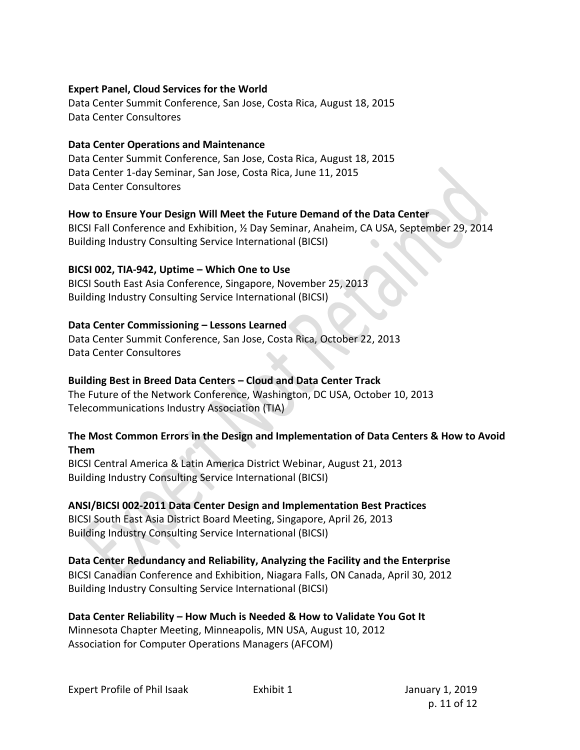**Expert Panel, Cloud Services for the World**
Data Center Summit Conference, San Jose, Costa Rica, August 18, 2015
Data Center Consultores

**Data Center Operations and Maintenance**
Data Center Summit Conference, San Jose, Costa Rica, August 18, 2015
Data Center 1-day Seminar, San Jose, Costa Rica, June 11, 2015
Data Center Consultores

**How to Ensure Your Design Will Meet the Future Demand of the Data Center**
BICSI Fall Conference and Exhibition, ½ Day Seminar, Anaheim, CA USA, September 29, 2014
Building Industry Consulting Service International (BICSI)

**BICSI 002, TIA-942, Uptime – Which One to Use**
BICSI South East Asia Conference, Singapore, November 25, 2013
Building Industry Consulting Service International (BICSI)

**Data Center Commissioning – Lessons Learned**
Data Center Summit Conference, San Jose, Costa Rica, October 22, 2013
Data Center Consultores

**Building Best in Breed Data Centers – Cloud and Data Center Track**
The Future of the Network Conference, Washington, DC USA, October 10, 2013
Telecommunications Industry Association (TIA)

**The Most Common Errors in the Design and Implementation of Data Centers & How to Avoid Them**
BICSI Central America & Latin America District Webinar, August 21, 2013
Building Industry Consulting Service International (BICSI)

**ANSI/BICSI 002-2011 Data Center Design and Implementation Best Practices**
BICSI South East Asia District Board Meeting, Singapore, April 26, 2013
Building Industry Consulting Service International (BICSI)

**Data Center Redundancy and Reliability, Analyzing the Facility and the Enterprise**
BICSI Canadian Conference and Exhibition, Niagara Falls, ON Canada, April 30, 2012
Building Industry Consulting Service International (BICSI)

**Data Center Reliability – How Much is Needed & How to Validate You Got It**
Minnesota Chapter Meeting, Minneapolis, MN USA, August 10, 2012
Association for Computer Operations Managers (AFCOM)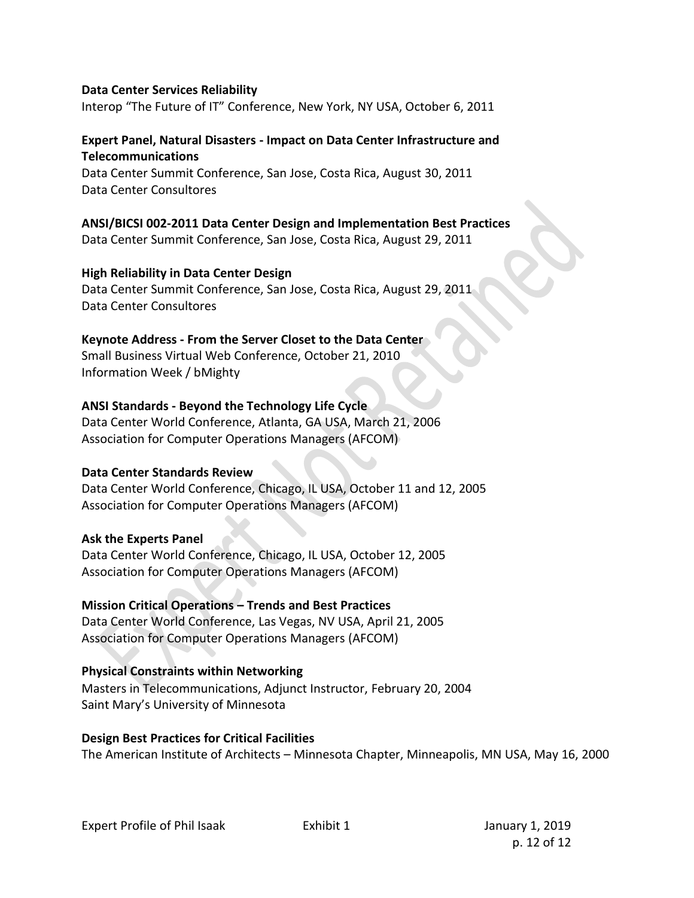**Data Center Services Reliability**
Interop "The Future of IT" Conference, New York, NY USA, October 6, 2011

**Expert Panel, Natural Disasters - Impact on Data Center Infrastructure and Telecommunications**
Data Center Summit Conference, San Jose, Costa Rica, August 30, 2011
Data Center Consultores

**ANSI/BICSI 002-2011 Data Center Design and Implementation Best Practices**
Data Center Summit Conference, San Jose, Costa Rica, August 29, 2011

**High Reliability in Data Center Design**
Data Center Summit Conference, San Jose, Costa Rica, August 29, 2011
Data Center Consultores

**Keynote Address - From the Server Closet to the Data Center**
Small Business Virtual Web Conference, October 21, 2010
Information Week / bMighty

**ANSI Standards - Beyond the Technology Life Cycle**
Data Center World Conference, Atlanta, GA USA, March 21, 2006
Association for Computer Operations Managers (AFCOM)

**Data Center Standards Review**
Data Center World Conference, Chicago, IL USA, October 11 and 12, 2005
Association for Computer Operations Managers (AFCOM)

**Ask the Experts Panel**
Data Center World Conference, Chicago, IL USA, October 12, 2005
Association for Computer Operations Managers (AFCOM)

**Mission Critical Operations – Trends and Best Practices**
Data Center World Conference, Las Vegas, NV USA, April 21, 2005
Association for Computer Operations Managers (AFCOM)

**Physical Constraints within Networking**
Masters in Telecommunications, Adjunct Instructor, February 20, 2004
Saint Mary's University of Minnesota

**Design Best Practices for Critical Facilities**
The American Institute of Architects – Minnesota Chapter, Minneapolis, MN USA, May 16, 2000